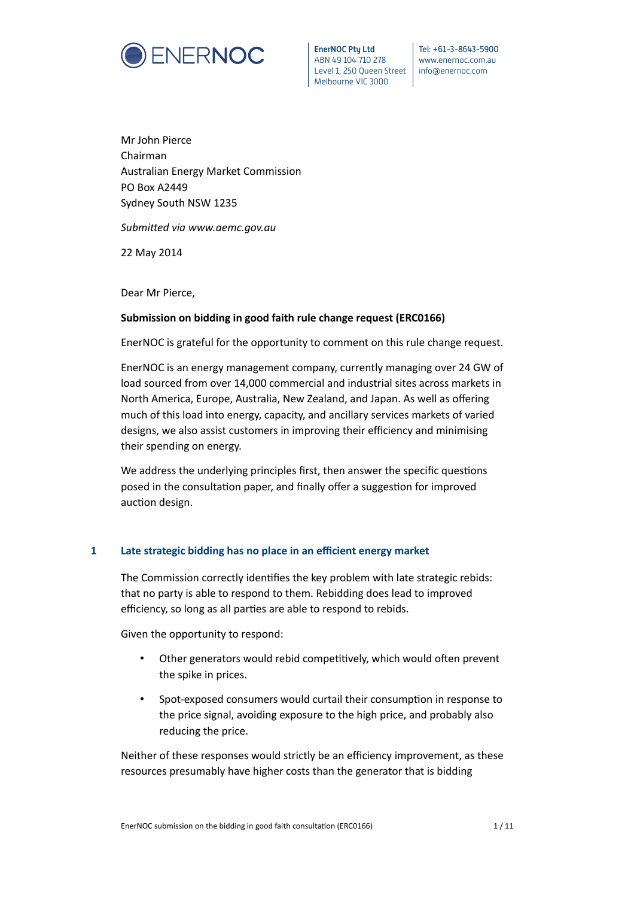ENERNOC

**EnerNOC Pty Ltd**
ABN 49 104 710 278
Level 1, 250 Queen Street
Melbourne VIC 3000

Tel: +61-3-8643-5900
www.enernoc.com.au
info@enernoc.com

Mr John Pierce
Chairman
Australian Energy Market Commission
PO Box A2449
Sydney South NSW 1235

*Submitted via www.aemc.gov.au*

22 May 2014

Dear Mr Pierce,

**Submission on bidding in good faith rule change request (ERC0166)**

EnerNOC is grateful for the opportunity to comment on this rule change request.

EnerNOC is an energy management company, currently managing over 24 GW of load sourced from over 14,000 commercial and industrial sites across markets in North America, Europe, Australia, New Zealand, and Japan. As well as offering much of this load into energy, capacity, and ancillary services markets of varied designs, we also assist customers in improving their efficiency and minimising their spending on energy.

We address the underlying principles first, then answer the specific questions posed in the consultation paper, and finally offer a suggestion for improved auction design.

## 1 Late strategic bidding has no place in an efficient energy market

The Commission correctly identifies the key problem with late strategic rebids: that no party is able to respond to them. Rebidding does lead to improved efficiency, so long as all parties are able to respond to rebids.

Given the opportunity to respond:

- Other generators would rebid competitively, which would often prevent the spike in prices.
- Spot-exposed consumers would curtail their consumption in response to the price signal, avoiding exposure to the high price, and probably also reducing the price.

Neither of these responses would strictly be an efficiency improvement, as these resources presumably have higher costs than the generator that is bidding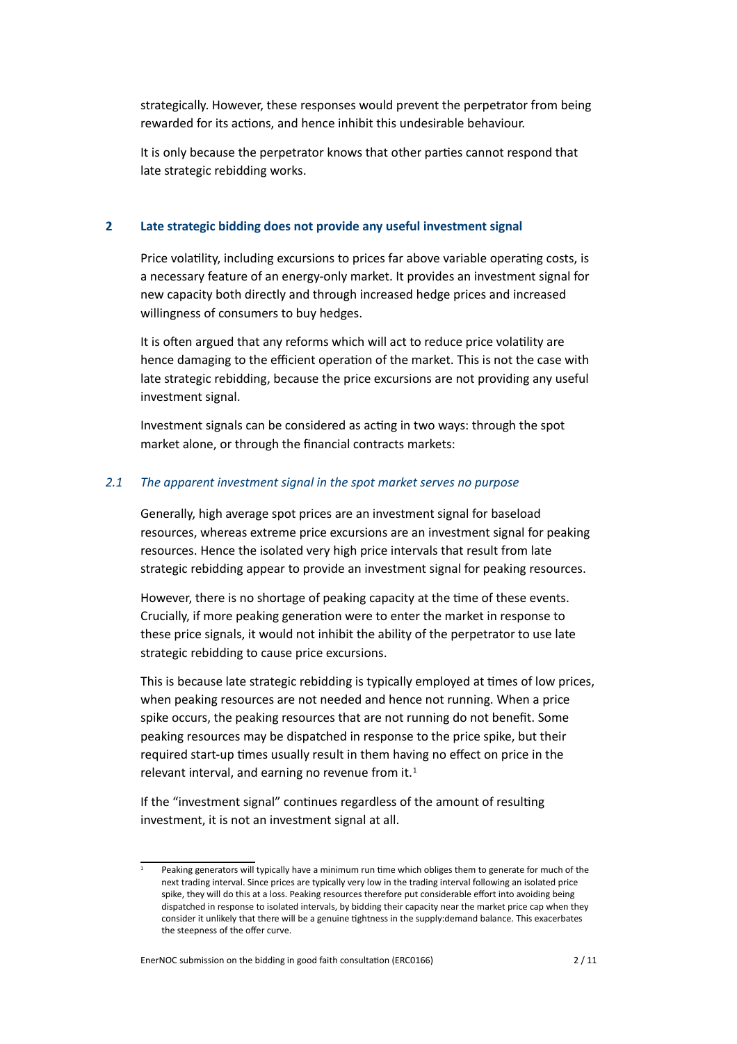strategically. However, these responses would prevent the perpetrator from being rewarded for its actions, and hence inhibit this undesirable behaviour.

It is only because the perpetrator knows that other parties cannot respond that late strategic rebidding works.

## 2 Late strategic bidding does not provide any useful investment signal

Price volatility, including excursions to prices far above variable operating costs, is a necessary feature of an energy-only market. It provides an investment signal for new capacity both directly and through increased hedge prices and increased willingness of consumers to buy hedges.

It is often argued that any reforms which will act to reduce price volatility are hence damaging to the efficient operation of the market. This is not the case with late strategic rebidding, because the price excursions are not providing any useful investment signal.

Investment signals can be considered as acting in two ways: through the spot market alone, or through the financial contracts markets:

### *2.1 The apparent investment signal in the spot market serves no purpose*

Generally, high average spot prices are an investment signal for baseload resources, whereas extreme price excursions are an investment signal for peaking resources. Hence the isolated very high price intervals that result from late strategic rebidding appear to provide an investment signal for peaking resources.

However, there is no shortage of peaking capacity at the time of these events. Crucially, if more peaking generation were to enter the market in response to these price signals, it would not inhibit the ability of the perpetrator to use late strategic rebidding to cause price excursions.

This is because late strategic rebidding is typically employed at times of low prices, when peaking resources are not needed and hence not running. When a price spike occurs, the peaking resources that are not running do not benefit. Some peaking resources may be dispatched in response to the price spike, but their required start-up times usually result in them having no effect on price in the relevant interval, and earning no revenue from it.[1]

If the "investment signal" continues regardless of the amount of resulting investment, it is not an investment signal at all.

[1] Peaking generators will typically have a minimum run time which obliges them to generate for much of the next trading interval. Since prices are typically very low in the trading interval following an isolated price spike, they will do this at a loss. Peaking resources therefore put considerable effort into avoiding being dispatched in response to isolated intervals, by bidding their capacity near the market price cap when they consider it unlikely that there will be a genuine tightness in the supply:demand balance. This exacerbates the steepness of the offer curve.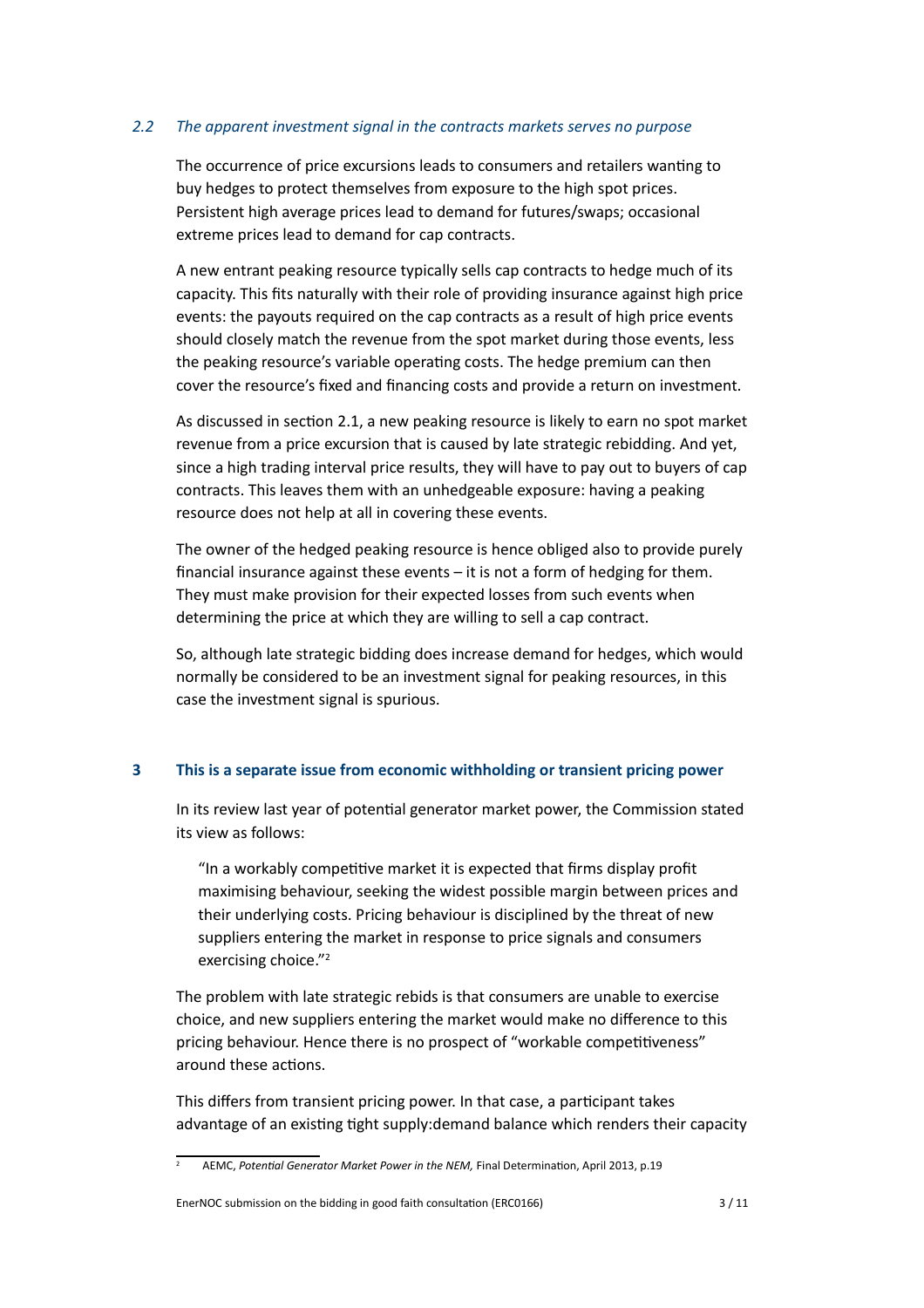### *2.2 The apparent investment signal in the contracts markets serves no purpose*

The occurrence of price excursions leads to consumers and retailers wanting to buy hedges to protect themselves from exposure to the high spot prices. Persistent high average prices lead to demand for futures/swaps; occasional extreme prices lead to demand for cap contracts.

A new entrant peaking resource typically sells cap contracts to hedge much of its capacity. This fits naturally with their role of providing insurance against high price events: the payouts required on the cap contracts as a result of high price events should closely match the revenue from the spot market during those events, less the peaking resource's variable operating costs. The hedge premium can then cover the resource's fixed and financing costs and provide a return on investment.

As discussed in section 2.1, a new peaking resource is likely to earn no spot market revenue from a price excursion that is caused by late strategic rebidding. And yet, since a high trading interval price results, they will have to pay out to buyers of cap contracts. This leaves them with an unhedgeable exposure: having a peaking resource does not help at all in covering these events.

The owner of the hedged peaking resource is hence obliged also to provide purely financial insurance against these events – it is not a form of hedging for them. They must make provision for their expected losses from such events when determining the price at which they are willing to sell a cap contract.

So, although late strategic bidding does increase demand for hedges, which would normally be considered to be an investment signal for peaking resources, in this case the investment signal is spurious.

## **3 This is a separate issue from economic withholding or transient pricing power**

In its review last year of potential generator market power, the Commission stated its view as follows:

> "In a workably competitive market it is expected that firms display profit maximising behaviour, seeking the widest possible margin between prices and their underlying costs. Pricing behaviour is disciplined by the threat of new suppliers entering the market in response to price signals and consumers exercising choice."[2]

The problem with late strategic rebids is that consumers are unable to exercise choice, and new suppliers entering the market would make no difference to this pricing behaviour. Hence there is no prospect of "workable competitiveness" around these actions.

This differs from transient pricing power. In that case, a participant takes advantage of an existing tight supply:demand balance which renders their capacity

---

[2] AEMC, *Potential Generator Market Power in the NEM,* Final Determination, April 2013, p.19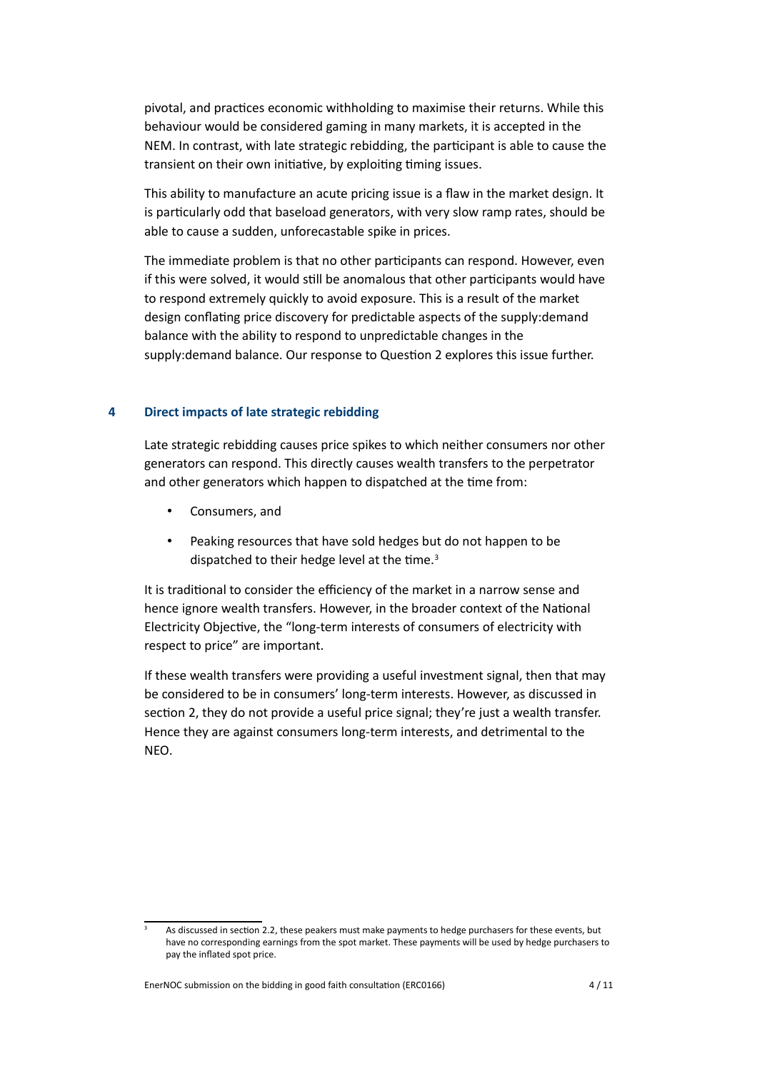pivotal, and practices economic withholding to maximise their returns. While this behaviour would be considered gaming in many markets, it is accepted in the NEM. In contrast, with late strategic rebidding, the participant is able to cause the transient on their own initiative, by exploiting timing issues.

This ability to manufacture an acute pricing issue is a flaw in the market design. It is particularly odd that baseload generators, with very slow ramp rates, should be able to cause a sudden, unforecastable spike in prices.

The immediate problem is that no other participants can respond. However, even if this were solved, it would still be anomalous that other participants would have to respond extremely quickly to avoid exposure. This is a result of the market design conflating price discovery for predictable aspects of the supply:demand balance with the ability to respond to unpredictable changes in the supply:demand balance. Our response to Question 2 explores this issue further.

## 4 Direct impacts of late strategic rebidding

Late strategic rebidding causes price spikes to which neither consumers nor other generators can respond. This directly causes wealth transfers to the perpetrator and other generators which happen to dispatched at the time from:

- Consumers, and
- Peaking resources that have sold hedges but do not happen to be dispatched to their hedge level at the time.[3]

It is traditional to consider the efficiency of the market in a narrow sense and hence ignore wealth transfers. However, in the broader context of the National Electricity Objective, the "long-term interests of consumers of electricity with respect to price" are important.

If these wealth transfers were providing a useful investment signal, then that may be considered to be in consumers' long-term interests. However, as discussed in section 2, they do not provide a useful price signal; they're just a wealth transfer. Hence they are against consumers long-term interests, and detrimental to the NEO.

[3] As discussed in section 2.2, these peakers must make payments to hedge purchasers for these events, but have no corresponding earnings from the spot market. These payments will be used by hedge purchasers to pay the inflated spot price.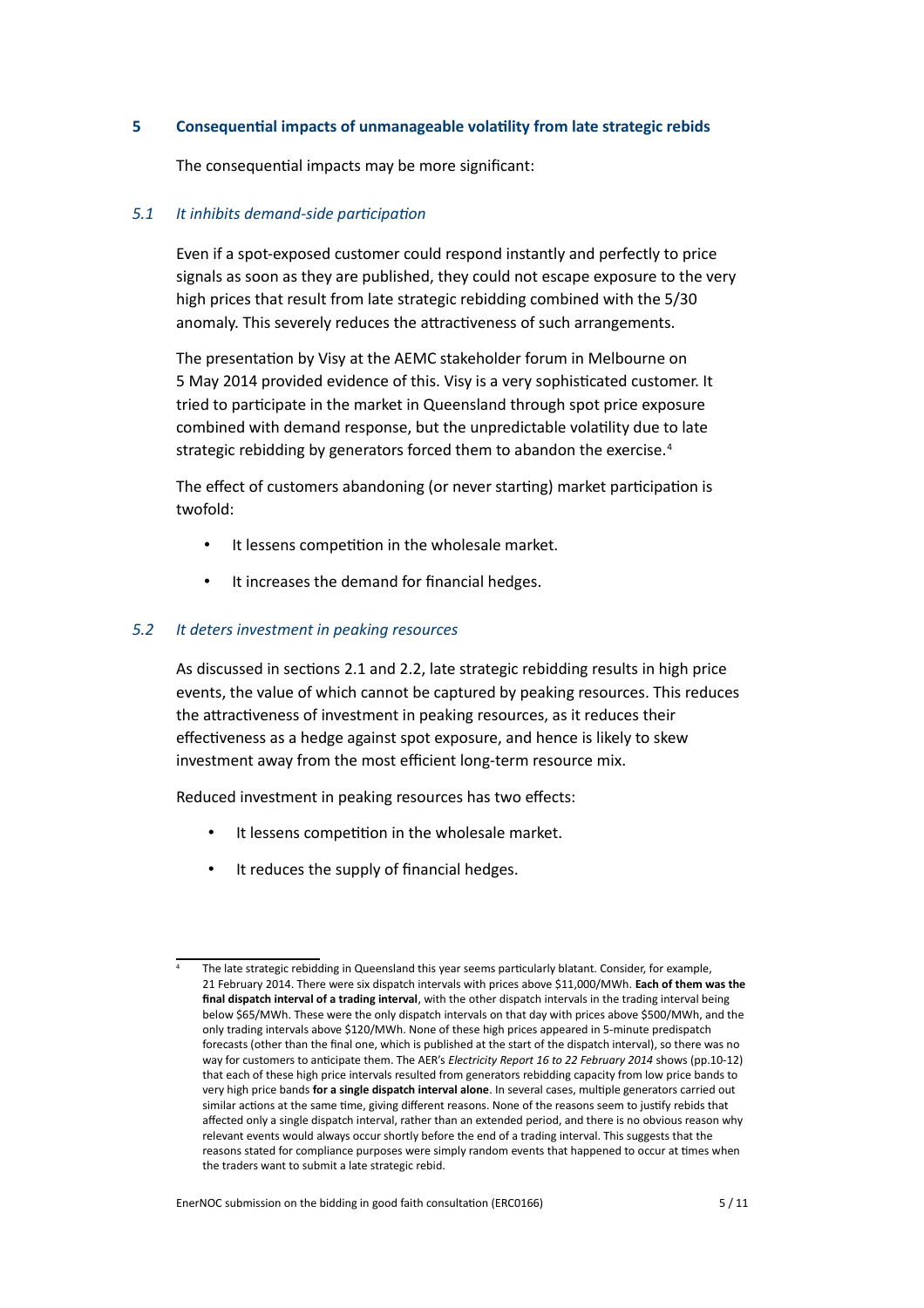## 5 Consequential impacts of unmanageable volatility from late strategic rebids

The consequential impacts may be more significant:

### *5.1 It inhibits demand-side participation*

Even if a spot-exposed customer could respond instantly and perfectly to price signals as soon as they are published, they could not escape exposure to the very high prices that result from late strategic rebidding combined with the 5/30 anomaly. This severely reduces the attractiveness of such arrangements.

The presentation by Visy at the AEMC stakeholder forum in Melbourne on 5 May 2014 provided evidence of this. Visy is a very sophisticated customer. It tried to participate in the market in Queensland through spot price exposure combined with demand response, but the unpredictable volatility due to late strategic rebidding by generators forced them to abandon the exercise.[4]

The effect of customers abandoning (or never starting) market participation is twofold:

- It lessens competition in the wholesale market.
- It increases the demand for financial hedges.

### *5.2 It deters investment in peaking resources*

As discussed in sections 2.1 and 2.2, late strategic rebidding results in high price events, the value of which cannot be captured by peaking resources. This reduces the attractiveness of investment in peaking resources, as it reduces their effectiveness as a hedge against spot exposure, and hence is likely to skew investment away from the most efficient long-term resource mix.

Reduced investment in peaking resources has two effects:

- It lessens competition in the wholesale market.
- It reduces the supply of financial hedges.

---

[4] The late strategic rebidding in Queensland this year seems particularly blatant. Consider, for example, 21 February 2014. There were six dispatch intervals with prices above $11,000/MWh. **Each of them was the final dispatch interval of a trading interval**, with the other dispatch intervals in the trading interval being below $65/MWh. These were the only dispatch intervals on that day with prices above $500/MWh, and the only trading intervals above $120/MWh. None of these high prices appeared in 5-minute predispatch forecasts (other than the final one, which is published at the start of the dispatch interval), so there was no way for customers to anticipate them. The AER's *Electricity Report 16 to 22 February 2014* shows (pp.10-12) that each of these high price intervals resulted from generators rebidding capacity from low price bands to very high price bands **for a single dispatch interval alone**. In several cases, multiple generators carried out similar actions at the same time, giving different reasons. None of the reasons seem to justify rebids that affected only a single dispatch interval, rather than an extended period, and there is no obvious reason why relevant events would always occur shortly before the end of a trading interval. This suggests that the reasons stated for compliance purposes were simply random events that happened to occur at times when the traders want to submit a late strategic rebid.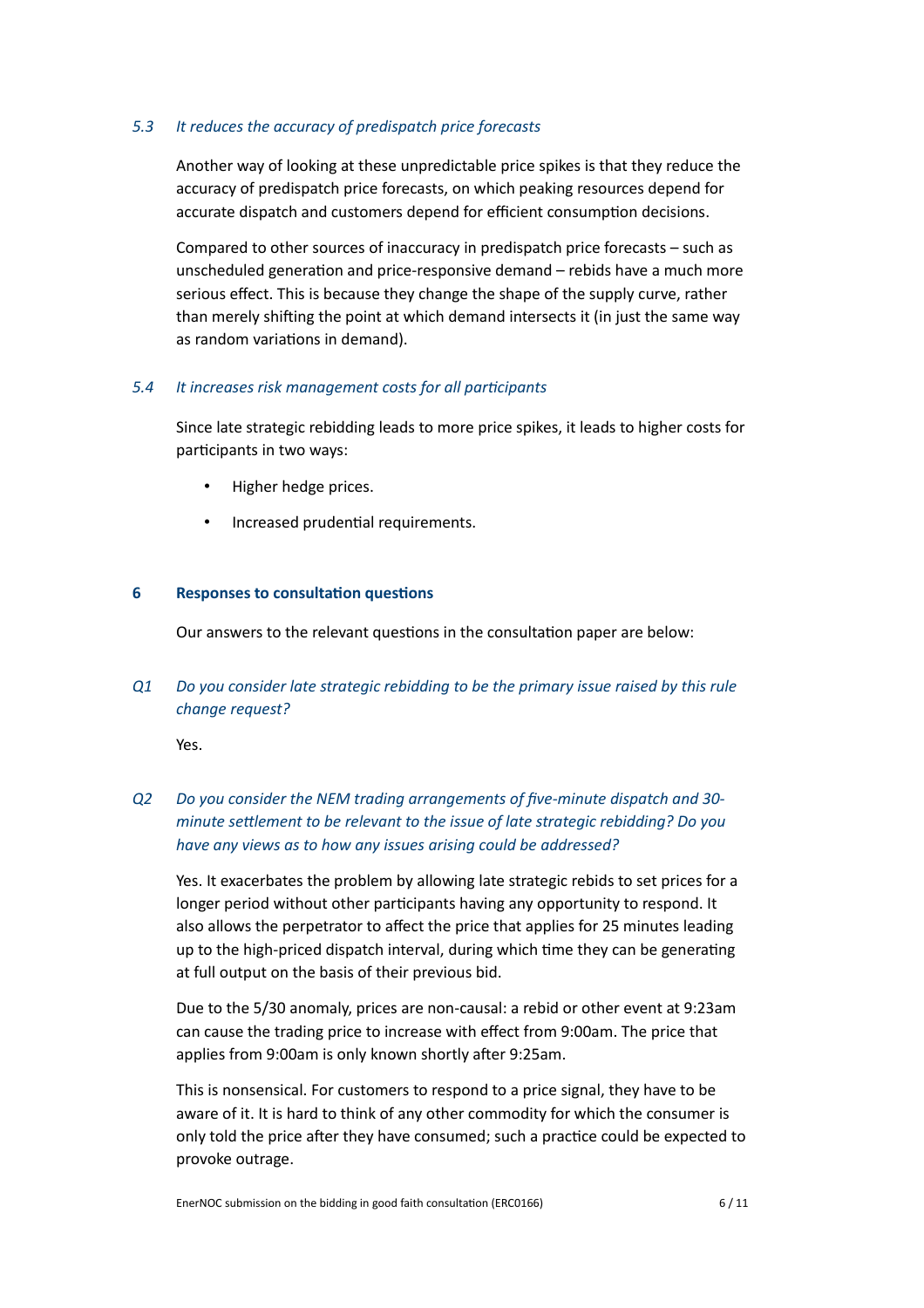### *5.3 It reduces the accuracy of predispatch price forecasts*

Another way of looking at these unpredictable price spikes is that they reduce the accuracy of predispatch price forecasts, on which peaking resources depend for accurate dispatch and customers depend for efficient consumption decisions.

Compared to other sources of inaccuracy in predispatch price forecasts – such as unscheduled generation and price-responsive demand – rebids have a much more serious effect. This is because they change the shape of the supply curve, rather than merely shifting the point at which demand intersects it (in just the same way as random variations in demand).

### *5.4 It increases risk management costs for all participants*

Since late strategic rebidding leads to more price spikes, it leads to higher costs for participants in two ways:

- Higher hedge prices.
- Increased prudential requirements.

## 6 Responses to consultation questions

Our answers to the relevant questions in the consultation paper are below:

*Q1 Do you consider late strategic rebidding to be the primary issue raised by this rule change request?*

Yes.

*Q2 Do you consider the NEM trading arrangements of five-minute dispatch and 30-minute settlement to be relevant to the issue of late strategic rebidding? Do you have any views as to how any issues arising could be addressed?*

Yes. It exacerbates the problem by allowing late strategic rebids to set prices for a longer period without other participants having any opportunity to respond. It also allows the perpetrator to affect the price that applies for 25 minutes leading up to the high-priced dispatch interval, during which time they can be generating at full output on the basis of their previous bid.

Due to the 5/30 anomaly, prices are non-causal: a rebid or other event at 9:23am can cause the trading price to increase with effect from 9:00am. The price that applies from 9:00am is only known shortly after 9:25am.

This is nonsensical. For customers to respond to a price signal, they have to be aware of it. It is hard to think of any other commodity for which the consumer is only told the price after they have consumed; such a practice could be expected to provoke outrage.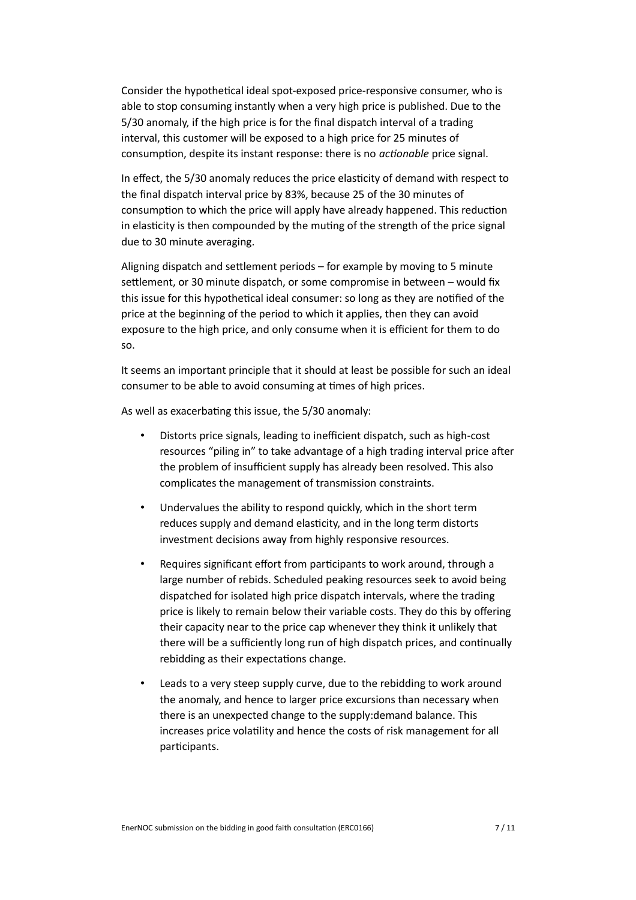Consider the hypothetical ideal spot-exposed price-responsive consumer, who is able to stop consuming instantly when a very high price is published. Due to the 5/30 anomaly, if the high price is for the final dispatch interval of a trading interval, this customer will be exposed to a high price for 25 minutes of consumption, despite its instant response: there is no *actionable* price signal.

In effect, the 5/30 anomaly reduces the price elasticity of demand with respect to the final dispatch interval price by 83%, because 25 of the 30 minutes of consumption to which the price will apply have already happened. This reduction in elasticity is then compounded by the muting of the strength of the price signal due to 30 minute averaging.

Aligning dispatch and settlement periods – for example by moving to 5 minute settlement, or 30 minute dispatch, or some compromise in between – would fix this issue for this hypothetical ideal consumer: so long as they are notified of the price at the beginning of the period to which it applies, then they can avoid exposure to the high price, and only consume when it is efficient for them to do so.

It seems an important principle that it should at least be possible for such an ideal consumer to be able to avoid consuming at times of high prices.

As well as exacerbating this issue, the 5/30 anomaly:

- Distorts price signals, leading to inefficient dispatch, such as high-cost resources "piling in" to take advantage of a high trading interval price after the problem of insufficient supply has already been resolved. This also complicates the management of transmission constraints.
- Undervalues the ability to respond quickly, which in the short term reduces supply and demand elasticity, and in the long term distorts investment decisions away from highly responsive resources.
- Requires significant effort from participants to work around, through a large number of rebids. Scheduled peaking resources seek to avoid being dispatched for isolated high price dispatch intervals, where the trading price is likely to remain below their variable costs. They do this by offering their capacity near to the price cap whenever they think it unlikely that there will be a sufficiently long run of high dispatch prices, and continually rebidding as their expectations change.
- Leads to a very steep supply curve, due to the rebidding to work around the anomaly, and hence to larger price excursions than necessary when there is an unexpected change to the supply:demand balance. This increases price volatility and hence the costs of risk management for all participants.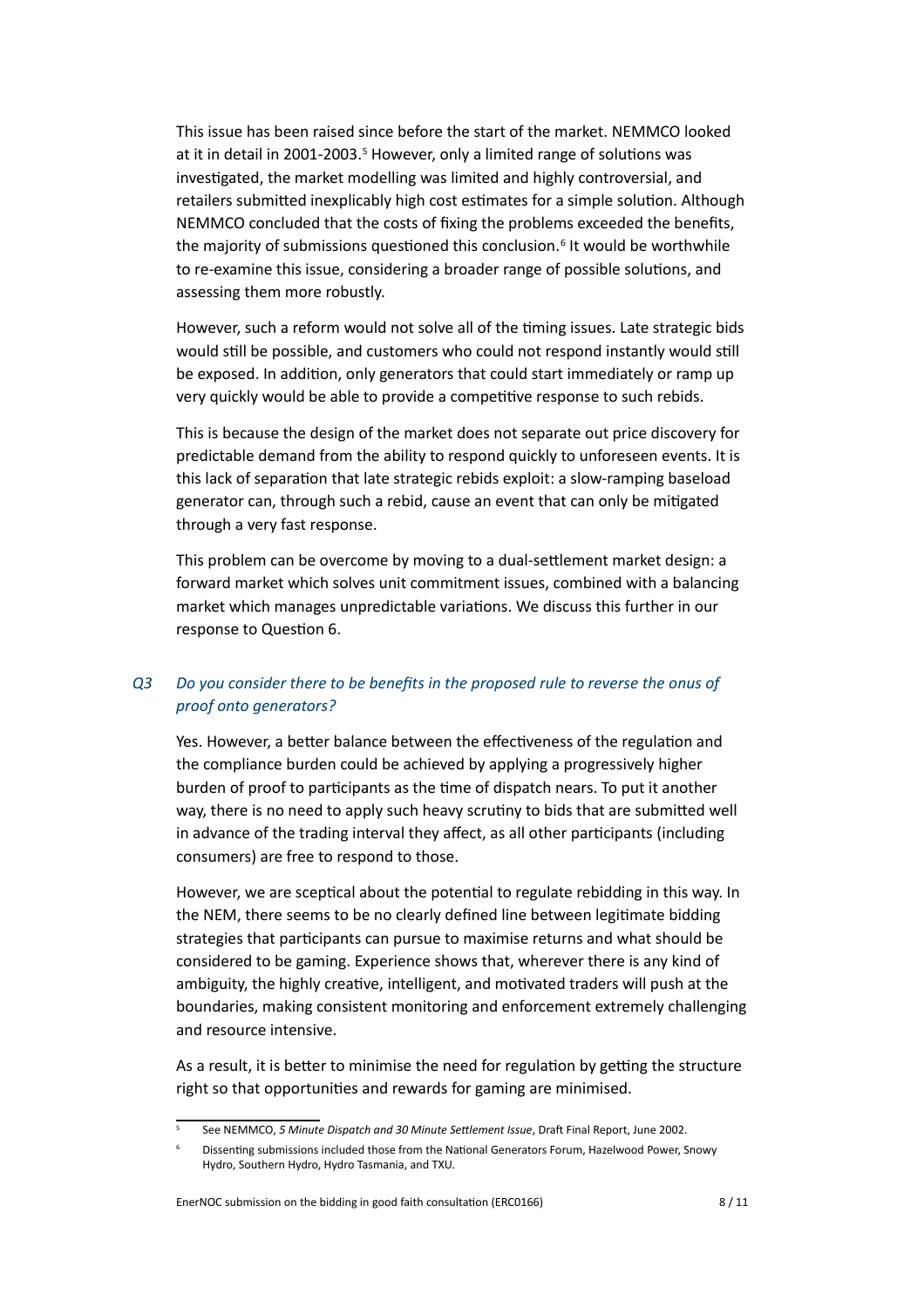This issue has been raised since before the start of the market. NEMMCO looked at it in detail in 2001-2003.[5] However, only a limited range of solutions was investigated, the market modelling was limited and highly controversial, and retailers submitted inexplicably high cost estimates for a simple solution. Although NEMMCO concluded that the costs of fixing the problems exceeded the benefits, the majority of submissions questioned this conclusion.[6] It would be worthwhile to re-examine this issue, considering a broader range of possible solutions, and assessing them more robustly.

However, such a reform would not solve all of the timing issues. Late strategic bids would still be possible, and customers who could not respond instantly would still be exposed. In addition, only generators that could start immediately or ramp up very quickly would be able to provide a competitive response to such rebids.

This is because the design of the market does not separate out price discovery for predictable demand from the ability to respond quickly to unforeseen events. It is this lack of separation that late strategic rebids exploit: a slow-ramping baseload generator can, through such a rebid, cause an event that can only be mitigated through a very fast response.

This problem can be overcome by moving to a dual-settlement market design: a forward market which solves unit commitment issues, combined with a balancing market which manages unpredictable variations. We discuss this further in our response to Question 6.

### *Q3 Do you consider there to be benefits in the proposed rule to reverse the onus of proof onto generators?*

Yes. However, a better balance between the effectiveness of the regulation and the compliance burden could be achieved by applying a progressively higher burden of proof to participants as the time of dispatch nears. To put it another way, there is no need to apply such heavy scrutiny to bids that are submitted well in advance of the trading interval they affect, as all other participants (including consumers) are free to respond to those.

However, we are sceptical about the potential to regulate rebidding in this way. In the NEM, there seems to be no clearly defined line between legitimate bidding strategies that participants can pursue to maximise returns and what should be considered to be gaming. Experience shows that, wherever there is any kind of ambiguity, the highly creative, intelligent, and motivated traders will push at the boundaries, making consistent monitoring and enforcement extremely challenging and resource intensive.

As a result, it is better to minimise the need for regulation by getting the structure right so that opportunities and rewards for gaming are minimised.

---

[5] See NEMMCO, *5 Minute Dispatch and 30 Minute Settlement Issue*, Draft Final Report, June 2002.

[6] Dissenting submissions included those from the National Generators Forum, Hazelwood Power, Snowy Hydro, Southern Hydro, Hydro Tasmania, and TXU.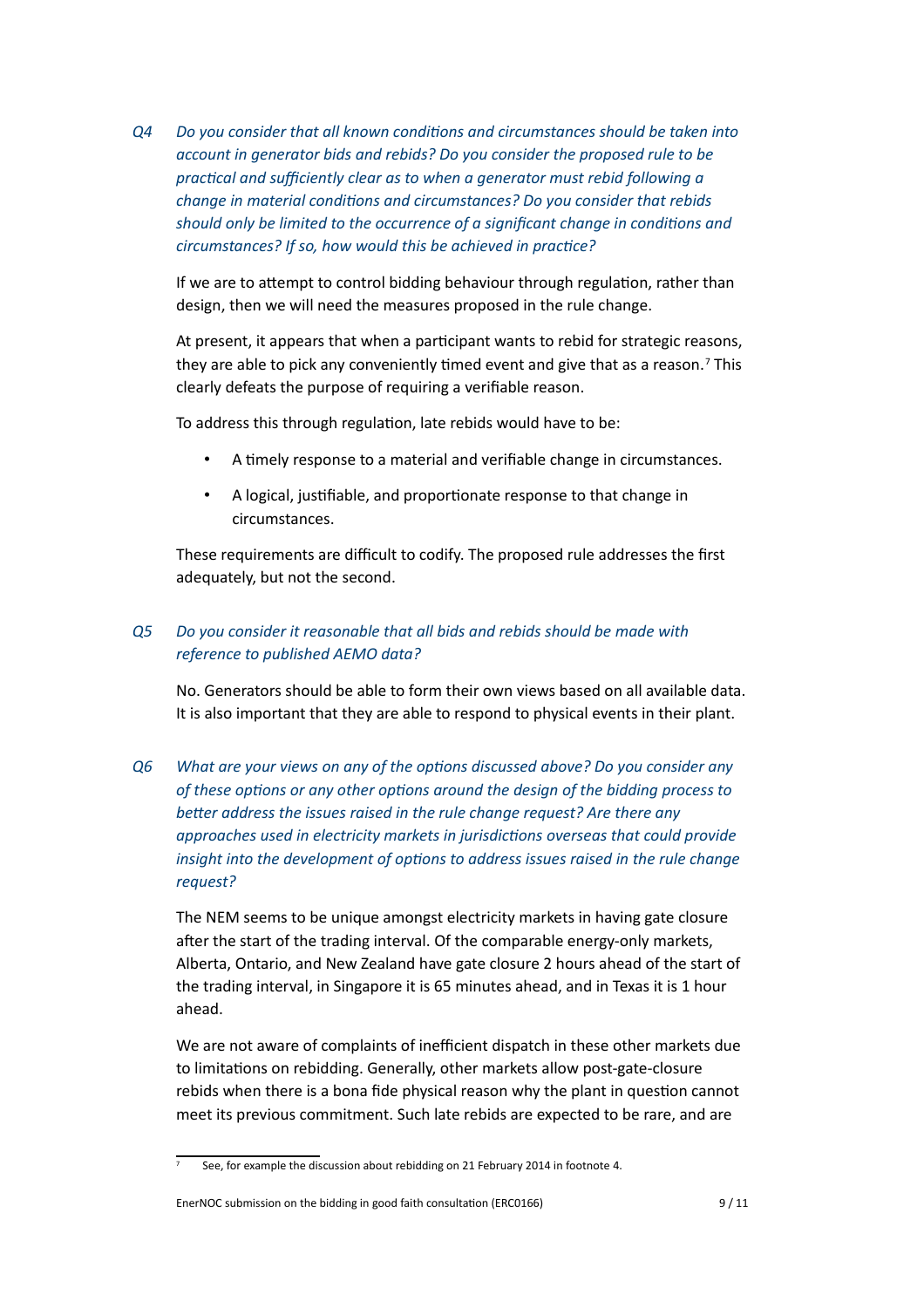*Q4 Do you consider that all known conditions and circumstances should be taken into account in generator bids and rebids? Do you consider the proposed rule to be practical and sufficiently clear as to when a generator must rebid following a change in material conditions and circumstances? Do you consider that rebids should only be limited to the occurrence of a significant change in conditions and circumstances? If so, how would this be achieved in practice?*

If we are to attempt to control bidding behaviour through regulation, rather than design, then we will need the measures proposed in the rule change.

At present, it appears that when a participant wants to rebid for strategic reasons, they are able to pick any conveniently timed event and give that as a reason.[7] This clearly defeats the purpose of requiring a verifiable reason.

To address this through regulation, late rebids would have to be:

- A timely response to a material and verifiable change in circumstances.
- A logical, justifiable, and proportionate response to that change in circumstances.

These requirements are difficult to codify. The proposed rule addresses the first adequately, but not the second.

*Q5 Do you consider it reasonable that all bids and rebids should be made with reference to published AEMO data?*

No. Generators should be able to form their own views based on all available data. It is also important that they are able to respond to physical events in their plant.

*Q6 What are your views on any of the options discussed above? Do you consider any of these options or any other options around the design of the bidding process to better address the issues raised in the rule change request? Are there any approaches used in electricity markets in jurisdictions overseas that could provide insight into the development of options to address issues raised in the rule change request?*

The NEM seems to be unique amongst electricity markets in having gate closure after the start of the trading interval. Of the comparable energy-only markets, Alberta, Ontario, and New Zealand have gate closure 2 hours ahead of the start of the trading interval, in Singapore it is 65 minutes ahead, and in Texas it is 1 hour ahead.

We are not aware of complaints of inefficient dispatch in these other markets due to limitations on rebidding. Generally, other markets allow post-gate-closure rebids when there is a bona fide physical reason why the plant in question cannot meet its previous commitment. Such late rebids are expected to be rare, and are

---

[7] See, for example the discussion about rebidding on 21 February 2014 in footnote 4.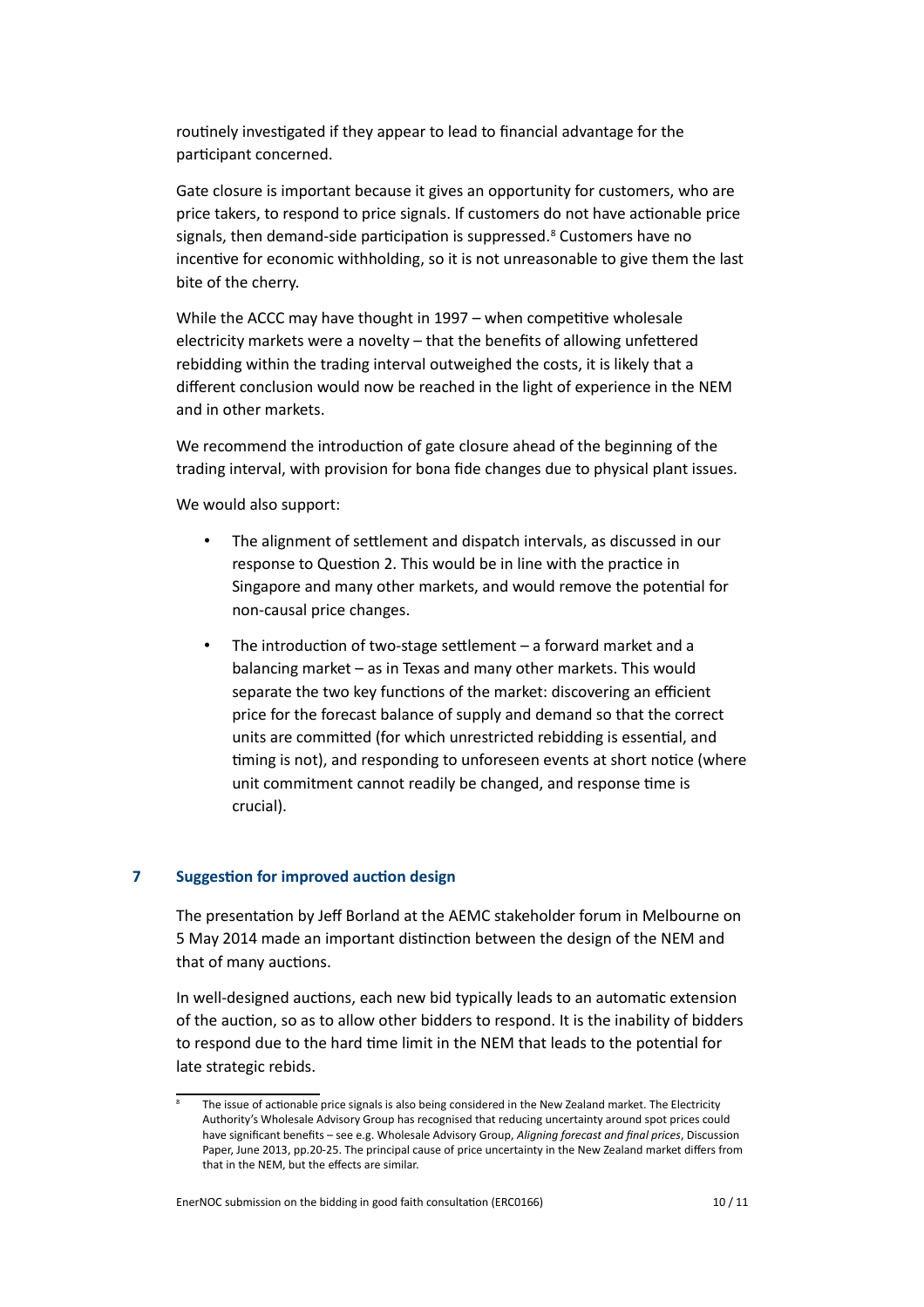routinely investigated if they appear to lead to financial advantage for the participant concerned.

Gate closure is important because it gives an opportunity for customers, who are price takers, to respond to price signals. If customers do not have actionable price signals, then demand-side participation is suppressed.[8] Customers have no incentive for economic withholding, so it is not unreasonable to give them the last bite of the cherry.

While the ACCC may have thought in 1997 – when competitive wholesale electricity markets were a novelty – that the benefits of allowing unfettered rebidding within the trading interval outweighed the costs, it is likely that a different conclusion would now be reached in the light of experience in the NEM and in other markets.

We recommend the introduction of gate closure ahead of the beginning of the trading interval, with provision for bona fide changes due to physical plant issues.

We would also support:

- The alignment of settlement and dispatch intervals, as discussed in our response to Question 2. This would be in line with the practice in Singapore and many other markets, and would remove the potential for non-causal price changes.
- The introduction of two-stage settlement – a forward market and a balancing market – as in Texas and many other markets. This would separate the two key functions of the market: discovering an efficient price for the forecast balance of supply and demand so that the correct units are committed (for which unrestricted rebidding is essential, and timing is not), and responding to unforeseen events at short notice (where unit commitment cannot readily be changed, and response time is crucial).

## 7 Suggestion for improved auction design

The presentation by Jeff Borland at the AEMC stakeholder forum in Melbourne on 5 May 2014 made an important distinction between the design of the NEM and that of many auctions.

In well-designed auctions, each new bid typically leads to an automatic extension of the auction, so as to allow other bidders to respond. It is the inability of bidders to respond due to the hard time limit in the NEM that leads to the potential for late strategic rebids.

[8] The issue of actionable price signals is also being considered in the New Zealand market. The Electricity Authority's Wholesale Advisory Group has recognised that reducing uncertainty around spot prices could have significant benefits – see e.g. Wholesale Advisory Group, *Aligning forecast and final prices*, Discussion Paper, June 2013, pp.20-25. The principal cause of price uncertainty in the New Zealand market differs from that in the NEM, but the effects are similar.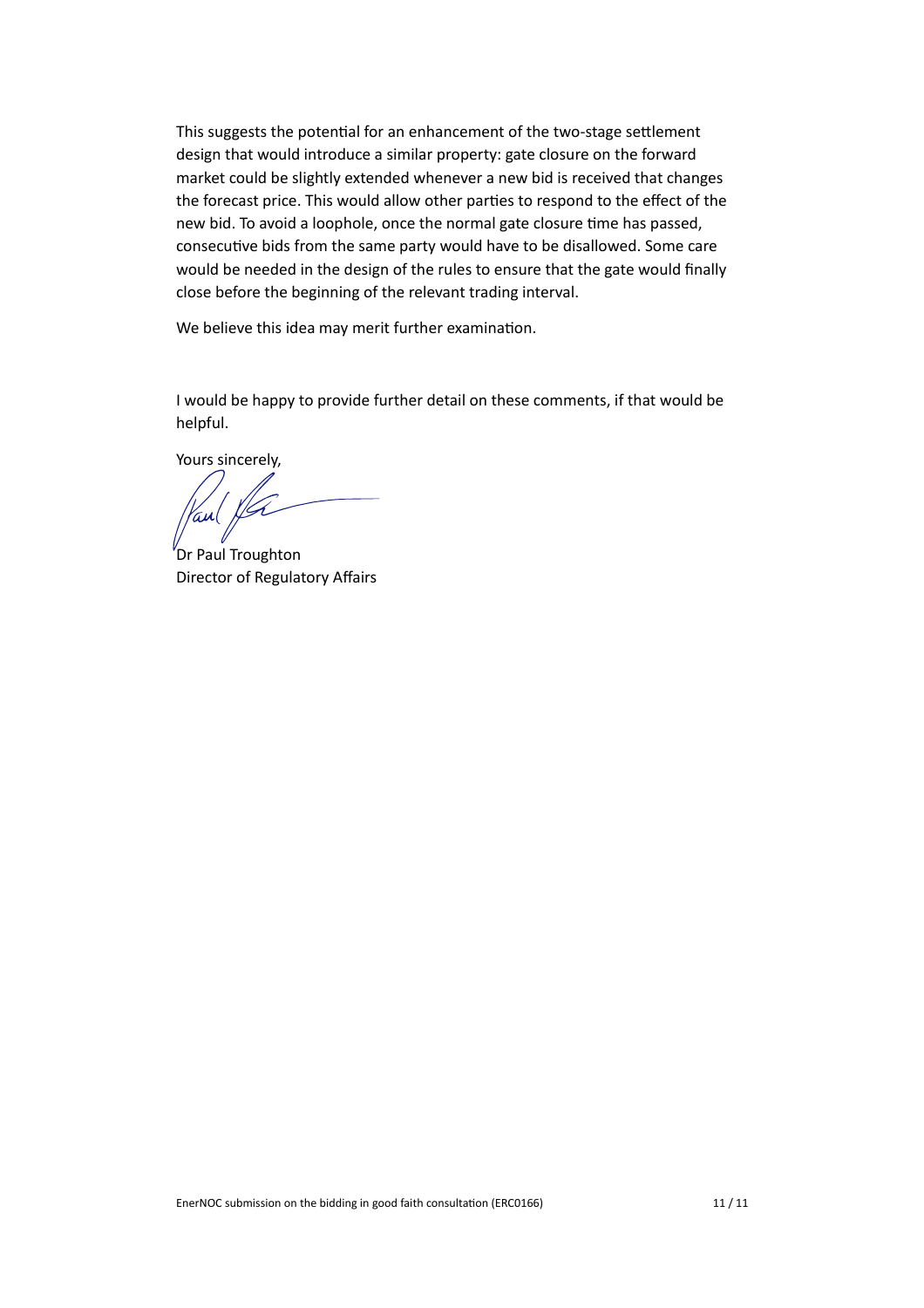This suggests the potential for an enhancement of the two-stage settlement design that would introduce a similar property: gate closure on the forward market could be slightly extended whenever a new bid is received that changes the forecast price. This would allow other parties to respond to the effect of the new bid. To avoid a loophole, once the normal gate closure time has passed, consecutive bids from the same party would have to be disallowed. Some care would be needed in the design of the rules to ensure that the gate would finally close before the beginning of the relevant trading interval.

We believe this idea may merit further examination.

I would be happy to provide further detail on these comments, if that would be helpful.

Yours sincerely,

Dr Paul Troughton
Director of Regulatory Affairs